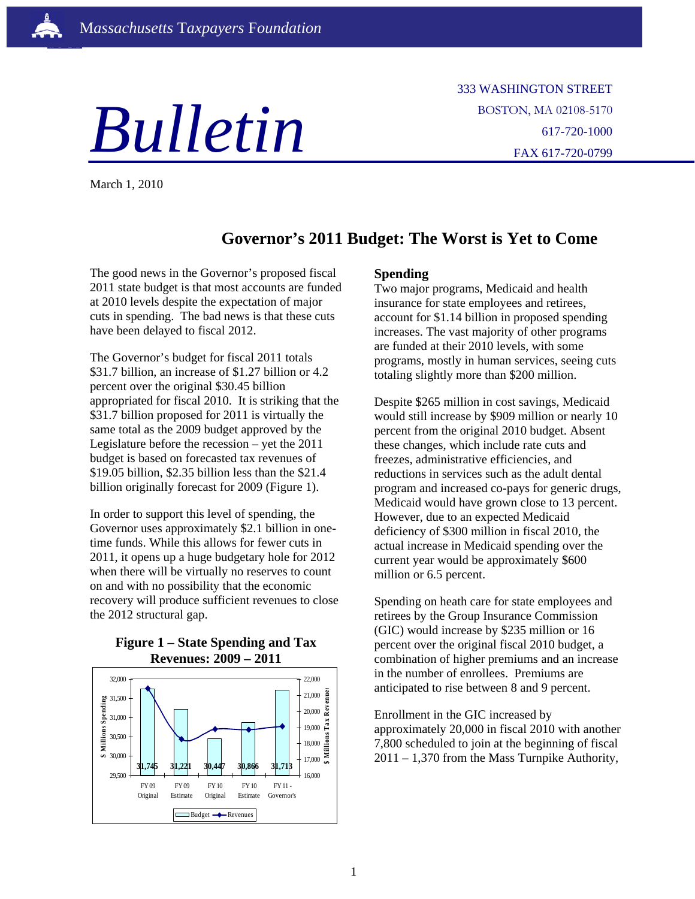# Massachusetts Taxpayers Foundation

# *Bulletin*

333 WASHINGTON STREET
BOSTON, MA 02108-5170
617-720-1000
FAX 617-720-0799

March 1, 2010

## Governor's 2011 Budget: The Worst is Yet to Come

The good news in the Governor's proposed fiscal 2011 state budget is that most accounts are funded at 2010 levels despite the expectation of major cuts in spending. The bad news is that these cuts have been delayed to fiscal 2012.

The Governor's budget for fiscal 2011 totals $31.7 billion, an increase of $1.27 billion or 4.2 percent over the original $30.45 billion appropriated for fiscal 2010. It is striking that the $31.7 billion proposed for 2011 is virtually the same total as the 2009 budget approved by the Legislature before the recession – yet the 2011 budget is based on forecasted tax revenues of $19.05 billion, $2.35 billion less than the $21.4 billion originally forecast for 2009 (Figure 1).

In order to support this level of spending, the Governor uses approximately $2.1 billion in one-time funds. While this allows for fewer cuts in 2011, it opens up a huge budgetary hole for 2012 when there will be virtually no reserves to count on and with no possibility that the economic recovery will produce sufficient revenues to close the 2012 structural gap.

**Figure 1 – State Spending and Tax Revenues: 2009 – 2011**

| | FY 09 Original | FY 09 Estimate | FY 10 Original | FY 10 Estimate | FY 11 - Governor's |
|---|---|---|---|---|---|
| Budget ($ Millions Spending) | 31,745 | 31,221 | 30,447 | 30,866 | 31,713 |

### Spending

Two major programs, Medicaid and health insurance for state employees and retirees, account for $1.14 billion in proposed spending increases. The vast majority of other programs are funded at their 2010 levels, with some programs, mostly in human services, seeing cuts totaling slightly more than $200 million.

Despite $265 million in cost savings, Medicaid would still increase by $909 million or nearly 10 percent from the original 2010 budget. Absent these changes, which include rate cuts and freezes, administrative efficiencies, and reductions in services such as the adult dental program and increased co-pays for generic drugs, Medicaid would have grown close to 13 percent. However, due to an expected Medicaid deficiency of $300 million in fiscal 2010, the actual increase in Medicaid spending over the current year would be approximately $600 million or 6.5 percent.

Spending on heath care for state employees and retirees by the Group Insurance Commission (GIC) would increase by $235 million or 16 percent over the original fiscal 2010 budget, a combination of higher premiums and an increase in the number of enrollees. Premiums are anticipated to rise between 8 and 9 percent.

Enrollment in the GIC increased by approximately 20,000 in fiscal 2010 with another 7,800 scheduled to join at the beginning of fiscal 2011 – 1,370 from the Mass Turnpike Authority,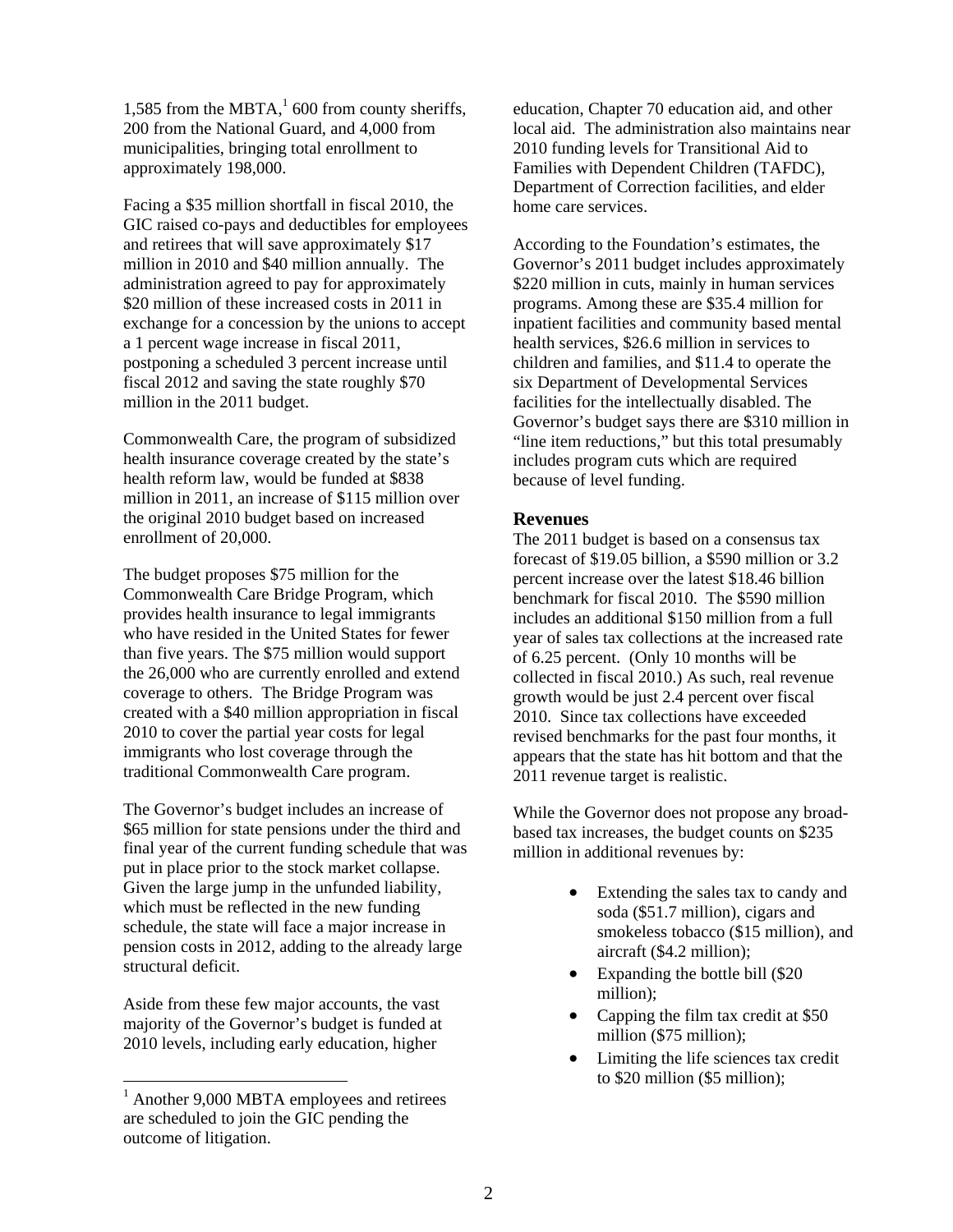1,585 from the MBTA,[1] 600 from county sheriffs, 200 from the National Guard, and 4,000 from municipalities, bringing total enrollment to approximately 198,000.

Facing a $35 million shortfall in fiscal 2010, the GIC raised co-pays and deductibles for employees and retirees that will save approximately $17 million in 2010 and $40 million annually. The administration agreed to pay for approximately $20 million of these increased costs in 2011 in exchange for a concession by the unions to accept a 1 percent wage increase in fiscal 2011, postponing a scheduled 3 percent increase until fiscal 2012 and saving the state roughly $70 million in the 2011 budget.

Commonwealth Care, the program of subsidized health insurance coverage created by the state's health reform law, would be funded at $838 million in 2011, an increase of $115 million over the original 2010 budget based on increased enrollment of 20,000.

The budget proposes $75 million for the Commonwealth Care Bridge Program, which provides health insurance to legal immigrants who have resided in the United States for fewer than five years. The $75 million would support the 26,000 who are currently enrolled and extend coverage to others. The Bridge Program was created with a $40 million appropriation in fiscal 2010 to cover the partial year costs for legal immigrants who lost coverage through the traditional Commonwealth Care program.

The Governor's budget includes an increase of $65 million for state pensions under the third and final year of the current funding schedule that was put in place prior to the stock market collapse. Given the large jump in the unfunded liability, which must be reflected in the new funding schedule, the state will face a major increase in pension costs in 2012, adding to the already large structural deficit.

Aside from these few major accounts, the vast majority of the Governor's budget is funded at 2010 levels, including early education, higher education, Chapter 70 education aid, and other local aid. The administration also maintains near 2010 funding levels for Transitional Aid to Families with Dependent Children (TAFDC), Department of Correction facilities, and elder home care services.

According to the Foundation's estimates, the Governor's 2011 budget includes approximately $220 million in cuts, mainly in human services programs. Among these are $35.4 million for inpatient facilities and community based mental health services, $26.6 million in services to children and families, and $11.4 to operate the six Department of Developmental Services facilities for the intellectually disabled. The Governor's budget says there are $310 million in "line item reductions," but this total presumably includes program cuts which are required because of level funding.

## Revenues

The 2011 budget is based on a consensus tax forecast of $19.05 billion, a $590 million or 3.2 percent increase over the latest $18.46 billion benchmark for fiscal 2010. The $590 million includes an additional $150 million from a full year of sales tax collections at the increased rate of 6.25 percent. (Only 10 months will be collected in fiscal 2010.) As such, real revenue growth would be just 2.4 percent over fiscal 2010. Since tax collections have exceeded revised benchmarks for the past four months, it appears that the state has hit bottom and that the 2011 revenue target is realistic.

While the Governor does not propose any broad-based tax increases, the budget counts on $235 million in additional revenues by:

- Extending the sales tax to candy and soda ($51.7 million), cigars and smokeless tobacco ($15 million), and aircraft ($4.2 million);
- Expanding the bottle bill ($20 million);
- Capping the film tax credit at $50 million ($75 million);
- Limiting the life sciences tax credit to $20 million ($5 million);

[1] Another 9,000 MBTA employees and retirees are scheduled to join the GIC pending the outcome of litigation.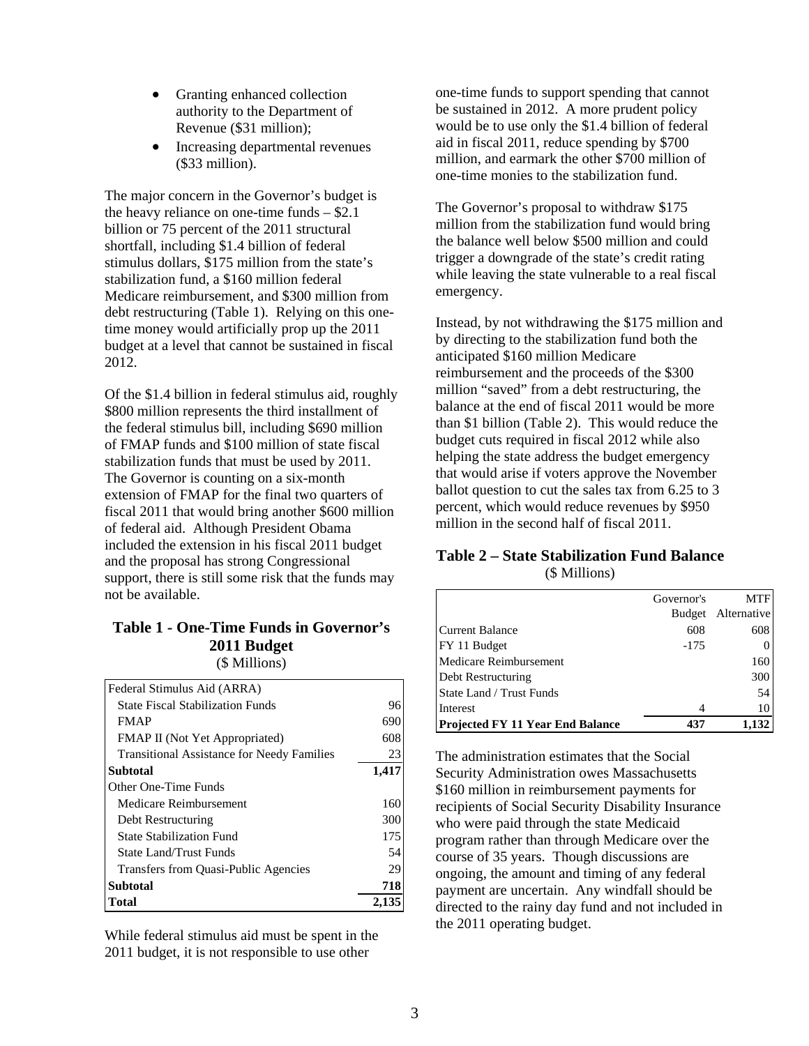- Granting enhanced collection authority to the Department of Revenue ($31 million);
- Increasing departmental revenues ($33 million).

The major concern in the Governor's budget is the heavy reliance on one-time funds – $2.1 billion or 75 percent of the 2011 structural shortfall, including $1.4 billion of federal stimulus dollars, $175 million from the state's stabilization fund, a $160 million federal Medicare reimbursement, and $300 million from debt restructuring (Table 1). Relying on this one-time money would artificially prop up the 2011 budget at a level that cannot be sustained in fiscal 2012.

Of the $1.4 billion in federal stimulus aid, roughly $800 million represents the third installment of the federal stimulus bill, including $690 million of FMAP funds and $100 million of state fiscal stabilization funds that must be used by 2011. The Governor is counting on a six-month extension of FMAP for the final two quarters of fiscal 2011 that would bring another $600 million of federal aid. Although President Obama included the extension in his fiscal 2011 budget and the proposal has strong Congressional support, there is still some risk that the funds may not be available.

### Table 1 - One-Time Funds in Governor's 2011 Budget
($ Millions)

| | |
|---|---|
| Federal Stimulus Aid (ARRA) | |
| State Fiscal Stabilization Funds | 96 |
| FMAP | 690 |
| FMAP II (Not Yet Appropriated) | 608 |
| Transitional Assistance for Needy Families | 23 |
| **Subtotal** | **1,417** |
| Other One-Time Funds | |
| Medicare Reimbursement | 160 |
| Debt Restructuring | 300 |
| State Stabilization Fund | 175 |
| State Land/Trust Funds | 54 |
| Transfers from Quasi-Public Agencies | 29 |
| **Subtotal** | **718** |
| **Total** | **2,135** |

While federal stimulus aid must be spent in the 2011 budget, it is not responsible to use other one-time funds to support spending that cannot be sustained in 2012. A more prudent policy would be to use only the $1.4 billion of federal aid in fiscal 2011, reduce spending by $700 million, and earmark the other $700 million of one-time monies to the stabilization fund.

The Governor's proposal to withdraw $175 million from the stabilization fund would bring the balance well below $500 million and could trigger a downgrade of the state's credit rating while leaving the state vulnerable to a real fiscal emergency.

Instead, by not withdrawing the $175 million and by directing to the stabilization fund both the anticipated $160 million Medicare reimbursement and the proceeds of the $300 million "saved" from a debt restructuring, the balance at the end of fiscal 2011 would be more than $1 billion (Table 2). This would reduce the budget cuts required in fiscal 2012 while also helping the state address the budget emergency that would arise if voters approve the November ballot question to cut the sales tax from 6.25 to 3 percent, which would reduce revenues by $950 million in the second half of fiscal 2011.

### Table 2 – State Stabilization Fund Balance
($ Millions)

| | Governor's Budget | MTF Alternative |
|---|---|---|
| Current Balance | 608 | 608 |
| FY 11 Budget | -175 | 0 |
| Medicare Reimbursement | | 160 |
| Debt Restructuring | | 300 |
| State Land / Trust Funds | | 54 |
| Interest | 4 | 10 |
| **Projected FY 11 Year End Balance** | **437** | **1,132** |

The administration estimates that the Social Security Administration owes Massachusetts $160 million in reimbursement payments for recipients of Social Security Disability Insurance who were paid through the state Medicaid program rather than through Medicare over the course of 35 years. Though discussions are ongoing, the amount and timing of any federal payment are uncertain. Any windfall should be directed to the rainy day fund and not included in the 2011 operating budget.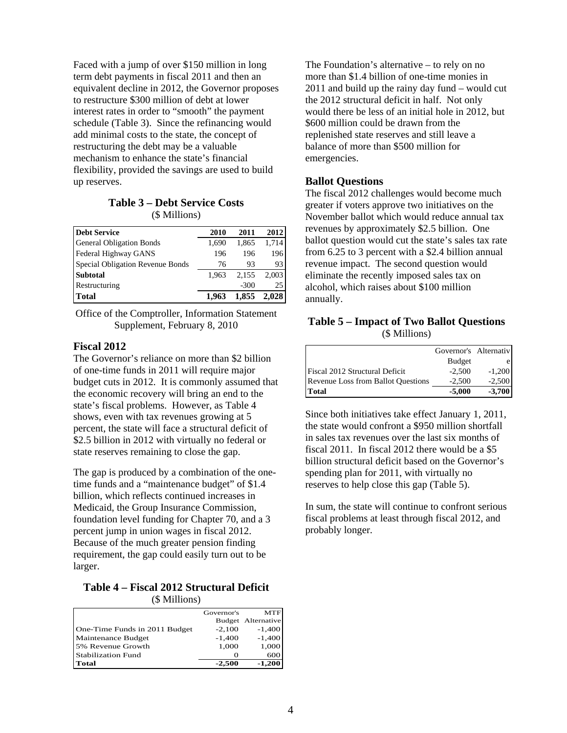Faced with a jump of over $150 million in long term debt payments in fiscal 2011 and then an equivalent decline in 2012, the Governor proposes to restructure $300 million of debt at lower interest rates in order to "smooth" the payment schedule (Table 3). Since the refinancing would add minimal costs to the state, the concept of restructuring the debt may be a valuable mechanism to enhance the state's financial flexibility, provided the savings are used to build up reserves.

**Table 3 – Debt Service Costs**
($ Millions)

| Debt Service | 2010 | 2011 | 2012 |
|---|---|---|---|
| General Obligation Bonds | 1,690 | 1,865 | 1,714 |
| Federal Highway GANS | 196 | 196 | 196 |
| Special Obligation Revenue Bonds | 76 | 93 | 93 |
| **Subtotal** | 1,963 | 2,155 | 2,003 |
| Restructuring | | -300 | 25 |
| **Total** | **1,963** | **1,855** | **2,028** |

Office of the Comptroller, Information Statement Supplement, February 8, 2010

## Fiscal 2012

The Governor's reliance on more than $2 billion of one-time funds in 2011 will require major budget cuts in 2012. It is commonly assumed that the economic recovery will bring an end to the state's fiscal problems. However, as Table 4 shows, even with tax revenues growing at 5 percent, the state will face a structural deficit of $2.5 billion in 2012 with virtually no federal or state reserves remaining to close the gap.

The gap is produced by a combination of the one-time funds and a "maintenance budget" of $1.4 billion, which reflects continued increases in Medicaid, the Group Insurance Commission, foundation level funding for Chapter 70, and a 3 percent jump in union wages in fiscal 2012. Because of the much greater pension finding requirement, the gap could easily turn out to be larger.

**Table 4 – Fiscal 2012 Structural Deficit**
($ Millions)

| | Governor's Budget | MTF Alternative |
|---|---|---|
| One-Time Funds in 2011 Budget | -2,100 | -1,400 |
| Maintenance Budget | -1,400 | -1,400 |
| 5% Revenue Growth | 1,000 | 1,000 |
| Stabilization Fund | 0 | 600 |
| **Total** | **-2,500** | **-1,200** |

The Foundation's alternative – to rely on no more than $1.4 billion of one-time monies in 2011 and build up the rainy day fund – would cut the 2012 structural deficit in half. Not only would there be less of an initial hole in 2012, but $600 million could be drawn from the replenished state reserves and still leave a balance of more than $500 million for emergencies.

## Ballot Questions

The fiscal 2012 challenges would become much greater if voters approve two initiatives on the November ballot which would reduce annual tax revenues by approximately $2.5 billion. One ballot question would cut the state's sales tax rate from 6.25 to 3 percent with a $2.4 billion annual revenue impact. The second question would eliminate the recently imposed sales tax on alcohol, which raises about $100 million annually.

**Table 5 – Impact of Two Ballot Questions**
($ Millions)

| | Governor's Budget | Alternative |
|---|---|---|
| Fiscal 2012 Structural Deficit | -2,500 | -1,200 |
| Revenue Loss from Ballot Questions | -2,500 | -2,500 |
| **Total** | **-5,000** | **-3,700** |

Since both initiatives take effect January 1, 2011, the state would confront a $950 million shortfall in sales tax revenues over the last six months of fiscal 2011. In fiscal 2012 there would be a $5 billion structural deficit based on the Governor's spending plan for 2011, with virtually no reserves to help close this gap (Table 5).

In sum, the state will continue to confront serious fiscal problems at least through fiscal 2012, and probably longer.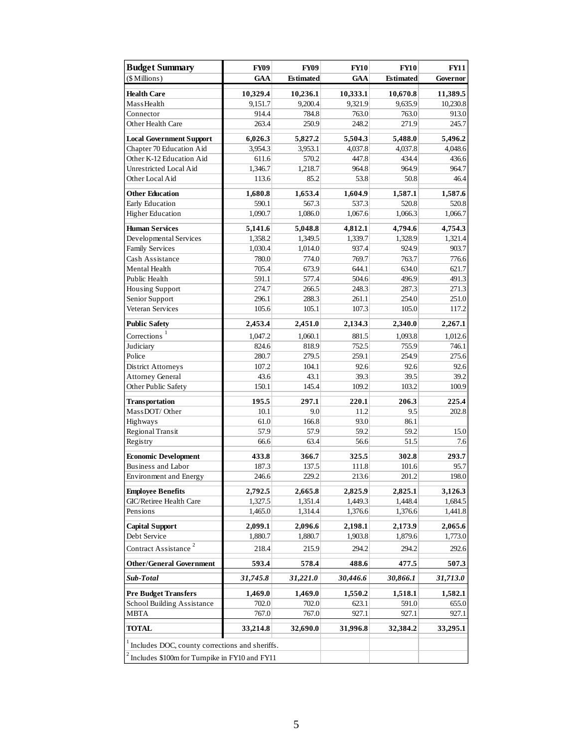| Budget Summary<br>($ Millions) | FY09<br>GAA | FY09<br>Estimated | FY10<br>GAA | FY10<br>Estimated | FY11<br>Governor |
|---|---|---|---|---|---|
| **Health Care** | **10,329.4** | **10,236.1** | **10,333.1** | **10,670.8** | **11,389.5** |
| MassHealth | 9,151.7 | 9,200.4 | 9,321.9 | 9,635.9 | 10,230.8 |
| Connector | 914.4 | 784.8 | 763.0 | 763.0 | 913.0 |
| Other Health Care | 263.4 | 250.9 | 248.2 | 271.9 | 245.7 |
| **Local Government Support** | **6,026.3** | **5,827.2** | **5,504.3** | **5,488.0** | **5,496.2** |
| Chapter 70 Education Aid | 3,954.3 | 3,953.1 | 4,037.8 | 4,037.8 | 4,048.6 |
| Other K-12 Education Aid | 611.6 | 570.2 | 447.8 | 434.4 | 436.6 |
| Unrestricted Local Aid | 1,346.7 | 1,218.7 | 964.8 | 964.9 | 964.7 |
| Other Local Aid | 113.6 | 85.2 | 53.8 | 50.8 | 46.4 |
| **Other Education** | **1,680.8** | **1,653.4** | **1,604.9** | **1,587.1** | **1,587.6** |
| Early Education | 590.1 | 567.3 | 537.3 | 520.8 | 520.8 |
| Higher Education | 1,090.7 | 1,086.0 | 1,067.6 | 1,066.3 | 1,066.7 |
| **Human Services** | **5,141.6** | **5,048.8** | **4,812.1** | **4,794.6** | **4,754.3** |
| Developmental Services | 1,358.2 | 1,349.5 | 1,339.7 | 1,328.9 | 1,321.4 |
| Family Services | 1,030.4 | 1,014.0 | 937.4 | 924.9 | 903.7 |
| Cash Assistance | 780.0 | 774.0 | 769.7 | 763.7 | 776.6 |
| Mental Health | 705.4 | 673.9 | 644.1 | 634.0 | 621.7 |
| Public Health | 591.1 | 577.4 | 504.6 | 496.9 | 491.3 |
| Housing Support | 274.7 | 266.5 | 248.3 | 287.3 | 271.3 |
| Senior Support | 296.1 | 288.3 | 261.1 | 254.0 | 251.0 |
| Veteran Services | 105.6 | 105.1 | 107.3 | 105.0 | 117.2 |
| **Public Safety** | **2,453.4** | **2,451.0** | **2,134.3** | **2,340.0** | **2,267.1** |
| Corrections [1] | 1,047.2 | 1,060.1 | 881.5 | 1,093.8 | 1,012.6 |
| Judiciary | 824.6 | 818.9 | 752.5 | 755.9 | 746.1 |
| Police | 280.7 | 279.5 | 259.1 | 254.9 | 275.6 |
| District Attorneys | 107.2 | 104.1 | 92.6 | 92.6 | 92.6 |
| Attorney General | 43.6 | 43.1 | 39.3 | 39.5 | 39.2 |
| Other Public Safety | 150.1 | 145.4 | 109.2 | 103.2 | 100.9 |
| **Transportation** | **195.5** | **297.1** | **220.1** | **206.3** | **225.4** |
| MassDOT/ Other | 10.1 | 9.0 | 11.2 | 9.5 | 202.8 |
| Highways | 61.0 | 166.8 | 93.0 | 86.1 | |
| Regional Transit | 57.9 | 57.9 | 59.2 | 59.2 | 15.0 |
| Registry | 66.6 | 63.4 | 56.6 | 51.5 | 7.6 |
| **Economic Development** | **433.8** | **366.7** | **325.5** | **302.8** | **293.7** |
| Business and Labor | 187.3 | 137.5 | 111.8 | 101.6 | 95.7 |
| Environment and Energy | 246.6 | 229.2 | 213.6 | 201.2 | 198.0 |
| **Employee Benefits** | **2,792.5** | **2,665.8** | **2,825.9** | **2,825.1** | **3,126.3** |
| GIC/Retiree Health Care | 1,327.5 | 1,351.4 | 1,449.3 | 1,448.4 | 1,684.5 |
| Pensions | 1,465.0 | 1,314.4 | 1,376.6 | 1,376.6 | 1,441.8 |
| **Capital Support** | **2,099.1** | **2,096.6** | **2,198.1** | **2,173.9** | **2,065.6** |
| Debt Service | 1,880.7 | 1,880.7 | 1,903.8 | 1,879.6 | 1,773.0 |
| Contract Assistance [2] | 218.4 | 215.9 | 294.2 | 294.2 | 292.6 |
| **Other/General Government** | **593.4** | **578.4** | **488.6** | **477.5** | **507.3** |
| ***Sub-Total*** | ***31,745.8*** | ***31,221.0*** | ***30,446.6*** | ***30,866.1*** | ***31,713.0*** |
| **Pre Budget Transfers** | **1,469.0** | **1,469.0** | **1,550.2** | **1,518.1** | **1,582.1** |
| School Building Assistance | 702.0 | 702.0 | 623.1 | 591.0 | 655.0 |
| MBTA | 767.0 | 767.0 | 927.1 | 927.1 | 927.1 |
| **TOTAL** | **33,214.8** | **32,690.0** | **31,996.8** | **32,384.2** | **33,295.1** |

[1] Includes DOC, county corrections and sheriffs.

[2] Includes $100m for Turnpike in FY10 and FY11